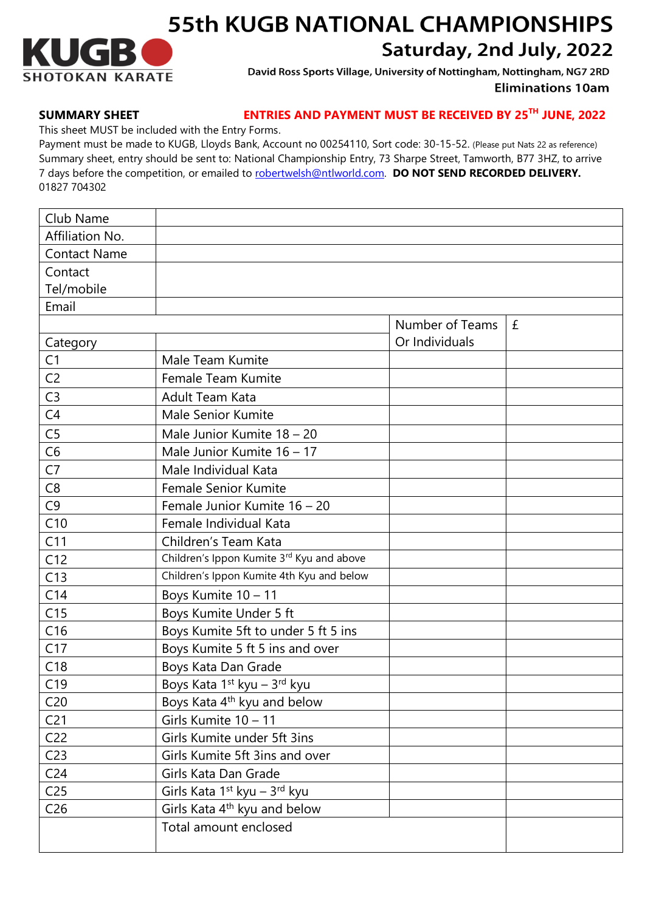KUGB SHOTOKAN KARATE

# 55th KUGB NATIONAL CHAMPIONSHIPS

## Saturday, 2nd July, 2022

**David Ross Sports Village, University of Nottingham, Nottingham, NG7 2RD**

**Eliminations 10am**

**SUMMARY SHEET** **ENTRIES AND PAYMENT MUST BE RECEIVED BY 25TH JUNE, 2022**

This sheet MUST be included with the Entry Forms.
Payment must be made to KUGB, Lloyds Bank, Account no 00254110, Sort code: 30-15-52. (Please put Nats 22 as reference)
Summary sheet, entry should be sent to: National Championship Entry, 73 Sharpe Street, Tamworth, B77 3HZ, to arrive 7 days before the competition, or emailed to robertwelsh@ntlworld.com. **DO NOT SEND RECORDED DELIVERY.**
01827 704302

| Club Name | |
|---|---|
| Affiliation No. | |
| Contact Name | |
| Contact Tel/mobile | |
| Email | |

| Category | | Number of Teams Or Individuals | £ |
|---|---|---|---|
| C1 | Male Team Kumite | | |
| C2 | Female Team Kumite | | |
| C3 | Adult Team Kata | | |
| C4 | Male Senior Kumite | | |
| C5 | Male Junior Kumite 18 – 20 | | |
| C6 | Male Junior Kumite 16 – 17 | | |
| C7 | Male Individual Kata | | |
| C8 | Female Senior Kumite | | |
| C9 | Female Junior Kumite 16 – 20 | | |
| C10 | Female Individual Kata | | |
| C11 | Children's Team Kata | | |
| C12 | Children's Ippon Kumite 3rd Kyu and above | | |
| C13 | Children's Ippon Kumite 4th Kyu and below | | |
| C14 | Boys Kumite 10 – 11 | | |
| C15 | Boys Kumite Under 5 ft | | |
| C16 | Boys Kumite 5ft to under 5 ft 5 ins | | |
| C17 | Boys Kumite 5 ft 5 ins and over | | |
| C18 | Boys Kata Dan Grade | | |
| C19 | Boys Kata 1st kyu – 3rd kyu | | |
| C20 | Boys Kata 4th kyu and below | | |
| C21 | Girls Kumite 10 – 11 | | |
| C22 | Girls Kumite under 5ft 3ins | | |
| C23 | Girls Kumite 5ft 3ins and over | | |
| C24 | Girls Kata Dan Grade | | |
| C25 | Girls Kata 1st kyu – 3rd kyu | | |
| C26 | Girls Kata 4th kyu and below | | |
| | Total amount enclosed | | |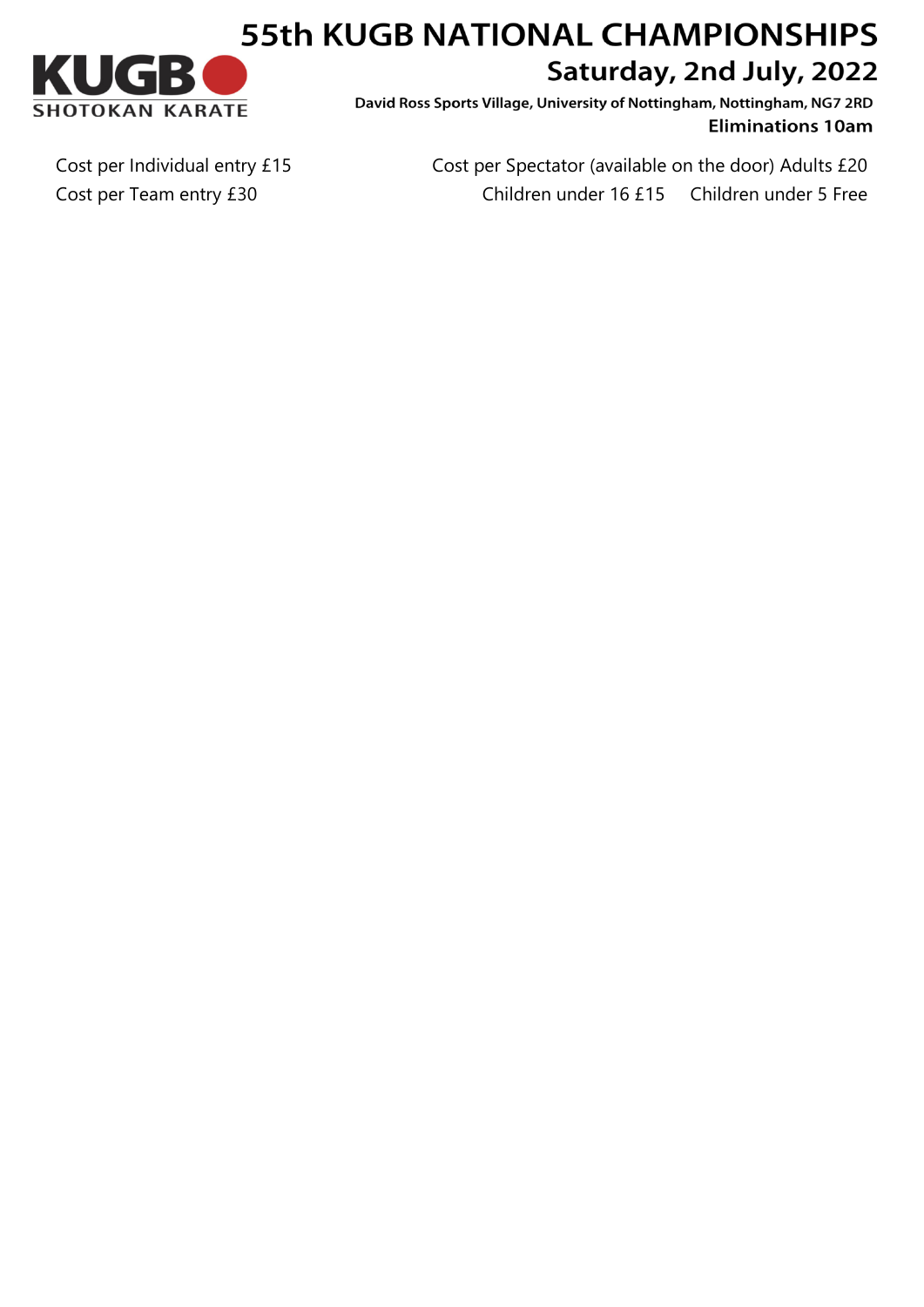KUGB SHOTOKAN KARATE

# 55th KUGB NATIONAL CHAMPIONSHIPS

## Saturday, 2nd July, 2022

**David Ross Sports Village, University of Nottingham, Nottingham, NG7 2RD**

**Eliminations 10am**

Cost per Individual entry £15

Cost per Team entry £30

Cost per Spectator (available on the door) Adults £20

Children under 16 £15    Children under 5 Free